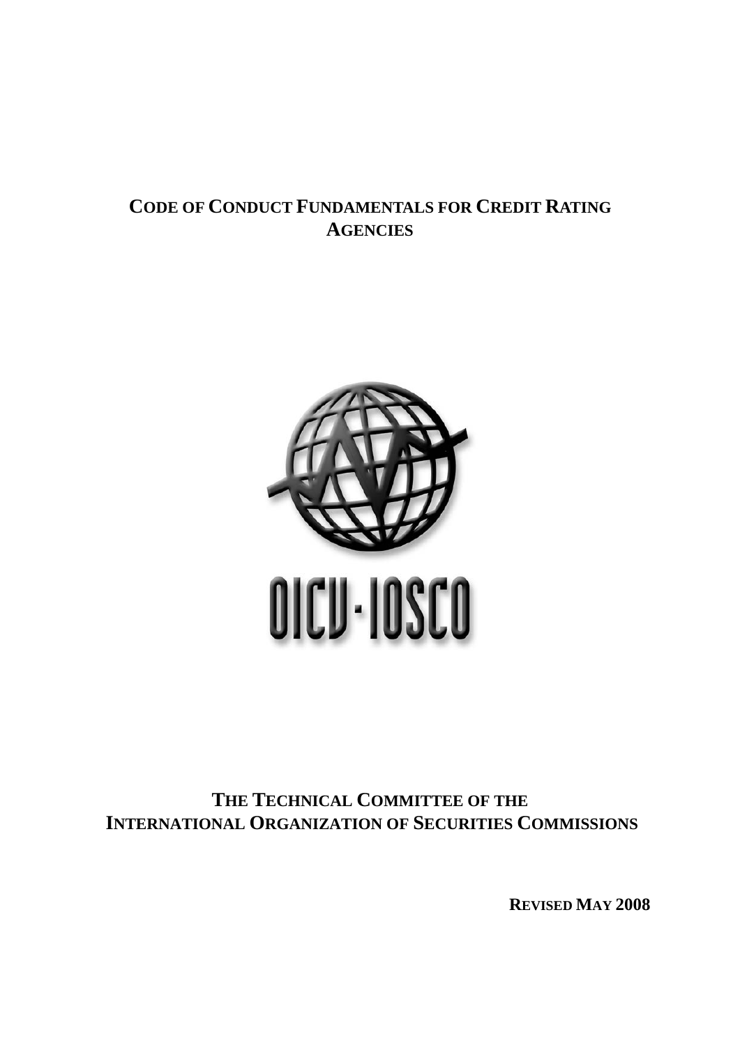# CODE OF CONDUCT FUNDAMENTALS FOR CREDIT RATING AGENCIES

OICU-IOSCO

## THE TECHNICAL COMMITTEE OF THE INTERNATIONAL ORGANIZATION OF SECURITIES COMMISSIONS

**REVISED MAY 2008**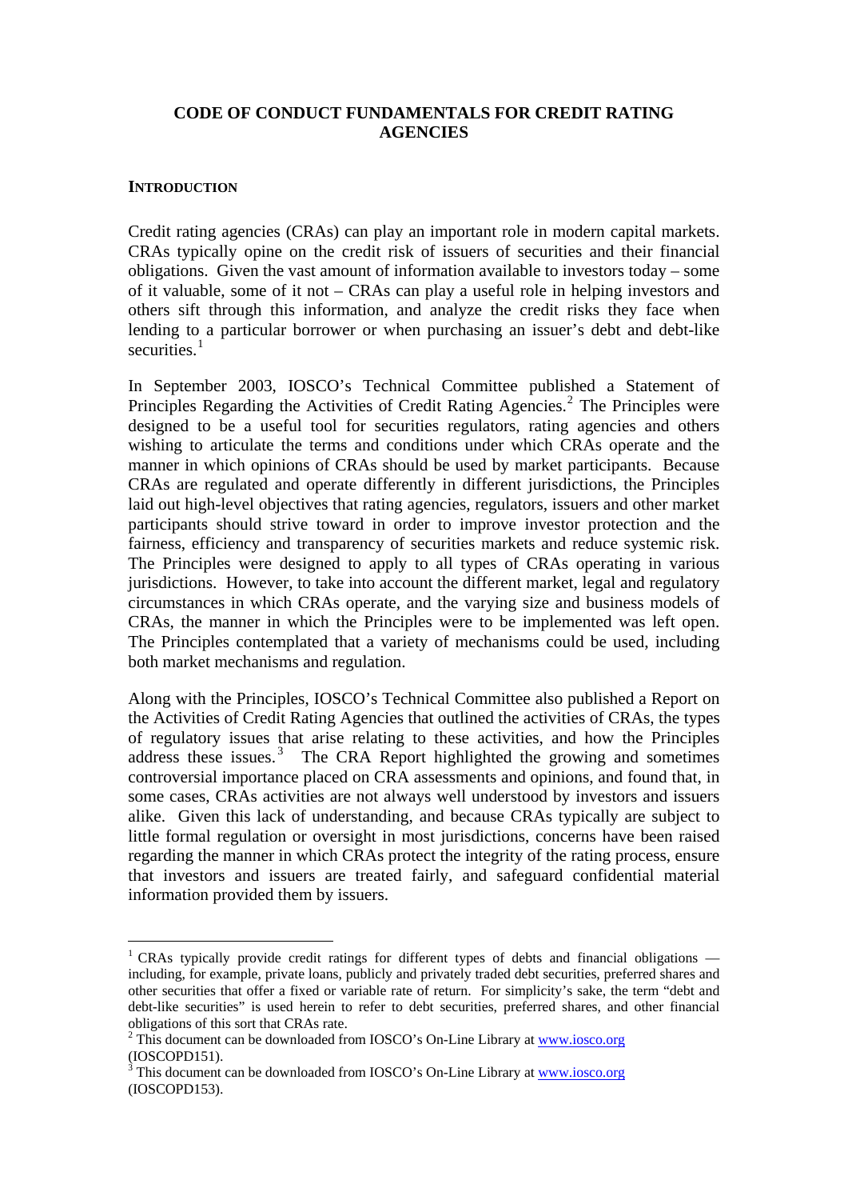# CODE OF CONDUCT FUNDAMENTALS FOR CREDIT RATING AGENCIES

## INTRODUCTION

Credit rating agencies (CRAs) can play an important role in modern capital markets. CRAs typically opine on the credit risk of issuers of securities and their financial obligations. Given the vast amount of information available to investors today – some of it valuable, some of it not – CRAs can play a useful role in helping investors and others sift through this information, and analyze the credit risks they face when lending to a particular borrower or when purchasing an issuer's debt and debt-like securities.[1]

In September 2003, IOSCO's Technical Committee published a Statement of Principles Regarding the Activities of Credit Rating Agencies.[2] The Principles were designed to be a useful tool for securities regulators, rating agencies and others wishing to articulate the terms and conditions under which CRAs operate and the manner in which opinions of CRAs should be used by market participants. Because CRAs are regulated and operate differently in different jurisdictions, the Principles laid out high-level objectives that rating agencies, regulators, issuers and other market participants should strive toward in order to improve investor protection and the fairness, efficiency and transparency of securities markets and reduce systemic risk. The Principles were designed to apply to all types of CRAs operating in various jurisdictions. However, to take into account the different market, legal and regulatory circumstances in which CRAs operate, and the varying size and business models of CRAs, the manner in which the Principles were to be implemented was left open. The Principles contemplated that a variety of mechanisms could be used, including both market mechanisms and regulation.

Along with the Principles, IOSCO's Technical Committee also published a Report on the Activities of Credit Rating Agencies that outlined the activities of CRAs, the types of regulatory issues that arise relating to these activities, and how the Principles address these issues.[3] The CRA Report highlighted the growing and sometimes controversial importance placed on CRA assessments and opinions, and found that, in some cases, CRAs activities are not always well understood by investors and issuers alike. Given this lack of understanding, and because CRAs typically are subject to little formal regulation or oversight in most jurisdictions, concerns have been raised regarding the manner in which CRAs protect the integrity of the rating process, ensure that investors and issuers are treated fairly, and safeguard confidential material information provided them by issuers.

---

[1] CRAs typically provide credit ratings for different types of debts and financial obligations — including, for example, private loans, publicly and privately traded debt securities, preferred shares and other securities that offer a fixed or variable rate of return. For simplicity's sake, the term "debt and debt-like securities" is used herein to refer to debt securities, preferred shares, and other financial obligations of this sort that CRAs rate.

[2] This document can be downloaded from IOSCO's On-Line Library at www.iosco.org (IOSCOPD151).

[3] This document can be downloaded from IOSCO's On-Line Library at www.iosco.org (IOSCOPD153).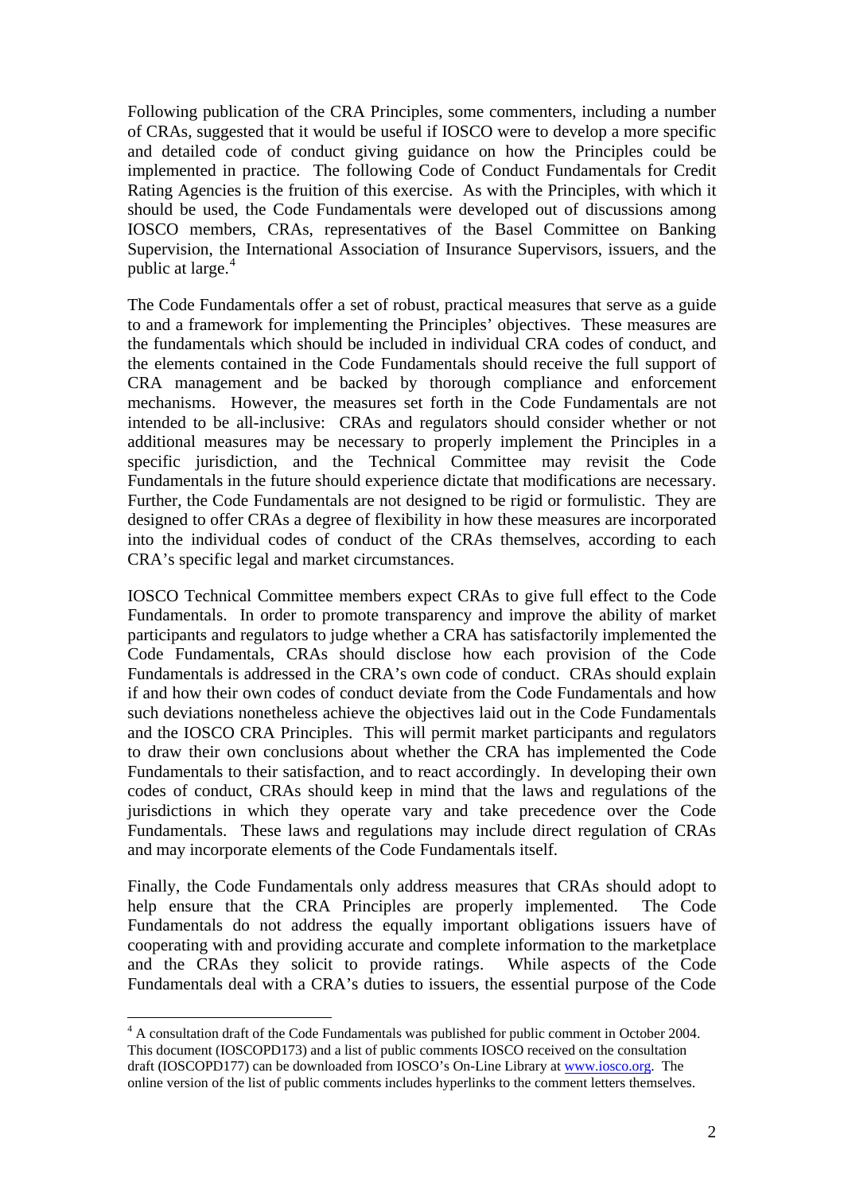Following publication of the CRA Principles, some commenters, including a number of CRAs, suggested that it would be useful if IOSCO were to develop a more specific and detailed code of conduct giving guidance on how the Principles could be implemented in practice. The following Code of Conduct Fundamentals for Credit Rating Agencies is the fruition of this exercise. As with the Principles, with which it should be used, the Code Fundamentals were developed out of discussions among IOSCO members, CRAs, representatives of the Basel Committee on Banking Supervision, the International Association of Insurance Supervisors, issuers, and the public at large.[4]

The Code Fundamentals offer a set of robust, practical measures that serve as a guide to and a framework for implementing the Principles' objectives. These measures are the fundamentals which should be included in individual CRA codes of conduct, and the elements contained in the Code Fundamentals should receive the full support of CRA management and be backed by thorough compliance and enforcement mechanisms. However, the measures set forth in the Code Fundamentals are not intended to be all-inclusive: CRAs and regulators should consider whether or not additional measures may be necessary to properly implement the Principles in a specific jurisdiction, and the Technical Committee may revisit the Code Fundamentals in the future should experience dictate that modifications are necessary. Further, the Code Fundamentals are not designed to be rigid or formulistic. They are designed to offer CRAs a degree of flexibility in how these measures are incorporated into the individual codes of conduct of the CRAs themselves, according to each CRA's specific legal and market circumstances.

IOSCO Technical Committee members expect CRAs to give full effect to the Code Fundamentals. In order to promote transparency and improve the ability of market participants and regulators to judge whether a CRA has satisfactorily implemented the Code Fundamentals, CRAs should disclose how each provision of the Code Fundamentals is addressed in the CRA's own code of conduct. CRAs should explain if and how their own codes of conduct deviate from the Code Fundamentals and how such deviations nonetheless achieve the objectives laid out in the Code Fundamentals and the IOSCO CRA Principles. This will permit market participants and regulators to draw their own conclusions about whether the CRA has implemented the Code Fundamentals to their satisfaction, and to react accordingly. In developing their own codes of conduct, CRAs should keep in mind that the laws and regulations of the jurisdictions in which they operate vary and take precedence over the Code Fundamentals. These laws and regulations may include direct regulation of CRAs and may incorporate elements of the Code Fundamentals itself.

Finally, the Code Fundamentals only address measures that CRAs should adopt to help ensure that the CRA Principles are properly implemented. The Code Fundamentals do not address the equally important obligations issuers have of cooperating with and providing accurate and complete information to the marketplace and the CRAs they solicit to provide ratings. While aspects of the Code Fundamentals deal with a CRA's duties to issuers, the essential purpose of the Code

---

[4] A consultation draft of the Code Fundamentals was published for public comment in October 2004. This document (IOSCOPD173) and a list of public comments IOSCO received on the consultation draft (IOSCOPD177) can be downloaded from IOSCO's On-Line Library at www.iosco.org. The online version of the list of public comments includes hyperlinks to the comment letters themselves.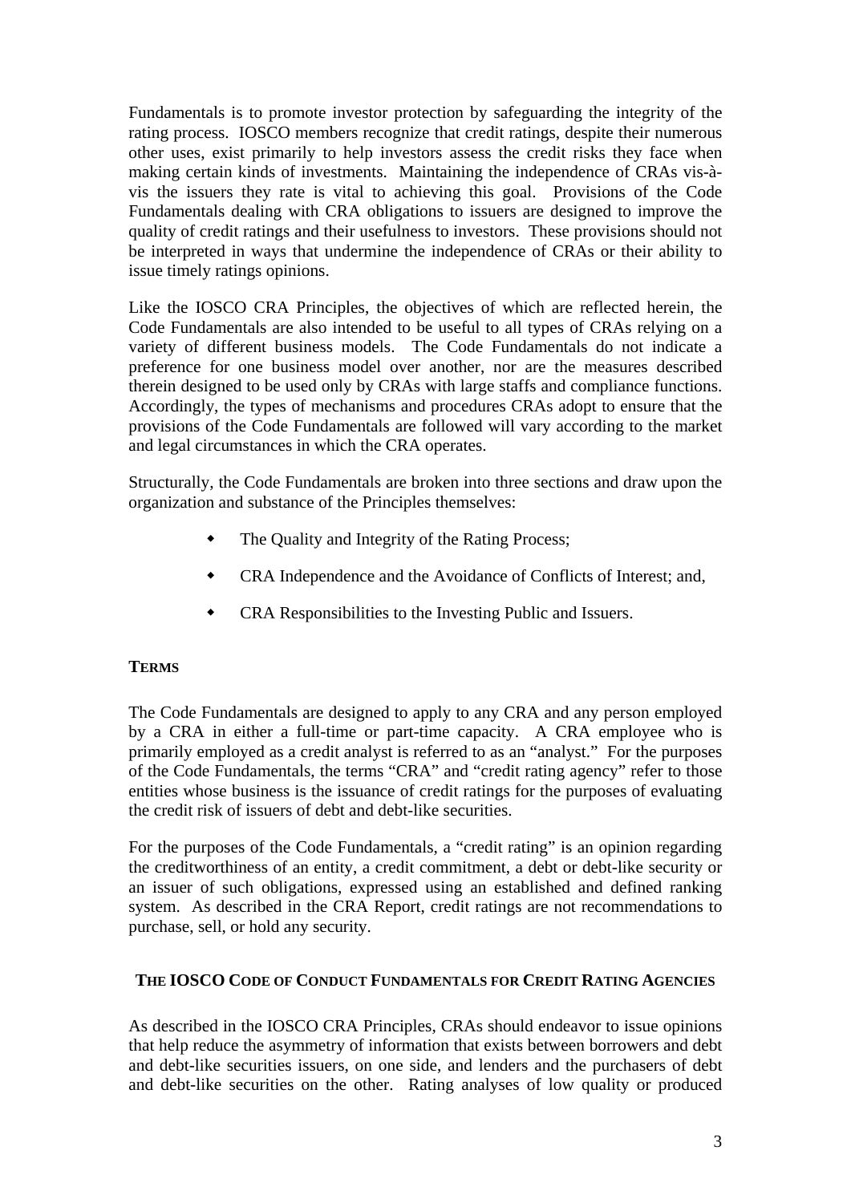Fundamentals is to promote investor protection by safeguarding the integrity of the rating process. IOSCO members recognize that credit ratings, despite their numerous other uses, exist primarily to help investors assess the credit risks they face when making certain kinds of investments. Maintaining the independence of CRAs vis-à-vis the issuers they rate is vital to achieving this goal. Provisions of the Code Fundamentals dealing with CRA obligations to issuers are designed to improve the quality of credit ratings and their usefulness to investors. These provisions should not be interpreted in ways that undermine the independence of CRAs or their ability to issue timely ratings opinions.

Like the IOSCO CRA Principles, the objectives of which are reflected herein, the Code Fundamentals are also intended to be useful to all types of CRAs relying on a variety of different business models. The Code Fundamentals do not indicate a preference for one business model over another, nor are the measures described therein designed to be used only by CRAs with large staffs and compliance functions. Accordingly, the types of mechanisms and procedures CRAs adopt to ensure that the provisions of the Code Fundamentals are followed will vary according to the market and legal circumstances in which the CRA operates.

Structurally, the Code Fundamentals are broken into three sections and draw upon the organization and substance of the Principles themselves:

- The Quality and Integrity of the Rating Process;
- CRA Independence and the Avoidance of Conflicts of Interest; and,
- CRA Responsibilities to the Investing Public and Issuers.

## TERMS

The Code Fundamentals are designed to apply to any CRA and any person employed by a CRA in either a full-time or part-time capacity. A CRA employee who is primarily employed as a credit analyst is referred to as an "analyst." For the purposes of the Code Fundamentals, the terms "CRA" and "credit rating agency" refer to those entities whose business is the issuance of credit ratings for the purposes of evaluating the credit risk of issuers of debt and debt-like securities.

For the purposes of the Code Fundamentals, a "credit rating" is an opinion regarding the creditworthiness of an entity, a credit commitment, a debt or debt-like security or an issuer of such obligations, expressed using an established and defined ranking system. As described in the CRA Report, credit ratings are not recommendations to purchase, sell, or hold any security.

## THE IOSCO CODE OF CONDUCT FUNDAMENTALS FOR CREDIT RATING AGENCIES

As described in the IOSCO CRA Principles, CRAs should endeavor to issue opinions that help reduce the asymmetry of information that exists between borrowers and debt and debt-like securities issuers, on one side, and lenders and the purchasers of debt and debt-like securities on the other. Rating analyses of low quality or produced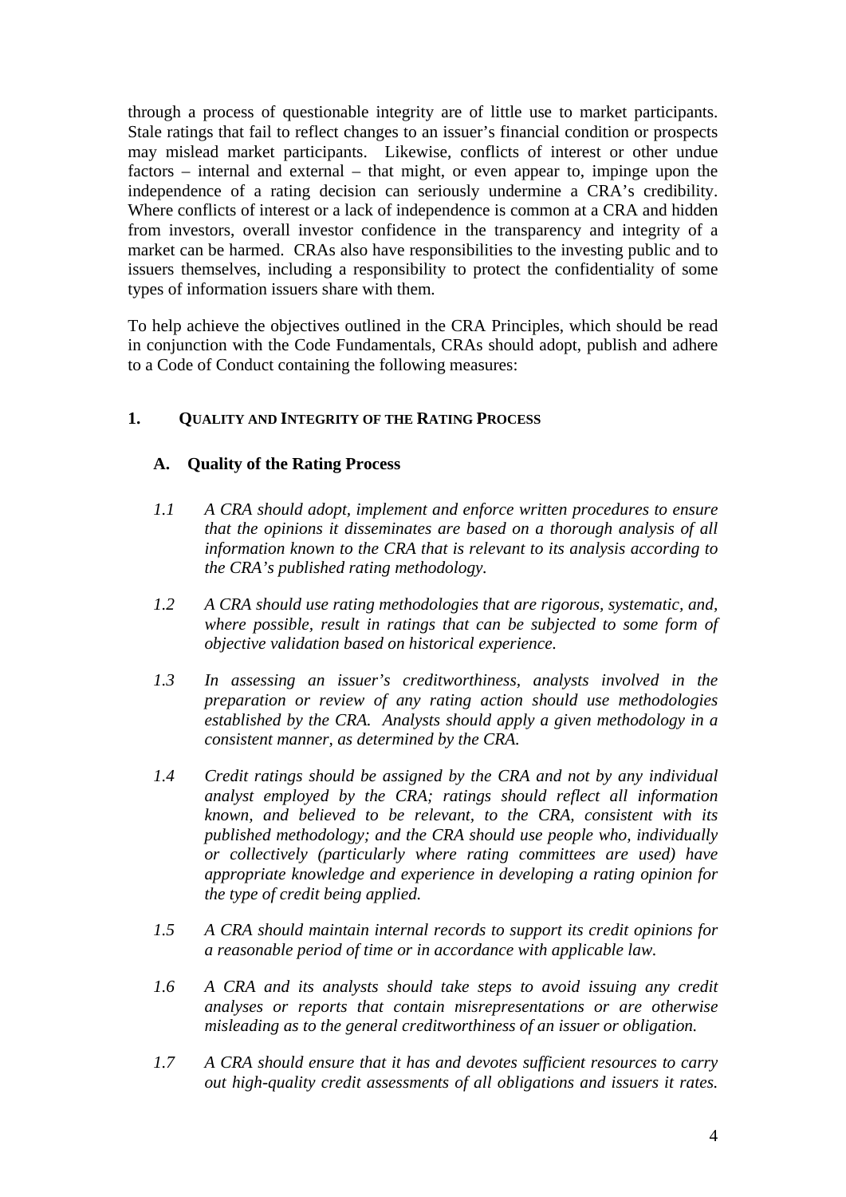through a process of questionable integrity are of little use to market participants. Stale ratings that fail to reflect changes to an issuer's financial condition or prospects may mislead market participants. Likewise, conflicts of interest or other undue factors – internal and external – that might, or even appear to, impinge upon the independence of a rating decision can seriously undermine a CRA's credibility. Where conflicts of interest or a lack of independence is common at a CRA and hidden from investors, overall investor confidence in the transparency and integrity of a market can be harmed. CRAs also have responsibilities to the investing public and to issuers themselves, including a responsibility to protect the confidentiality of some types of information issuers share with them.

To help achieve the objectives outlined in the CRA Principles, which should be read in conjunction with the Code Fundamentals, CRAs should adopt, publish and adhere to a Code of Conduct containing the following measures:

## 1. Quality and Integrity of the Rating Process

### A. Quality of the Rating Process

1.1 *A CRA should adopt, implement and enforce written procedures to ensure that the opinions it disseminates are based on a thorough analysis of all information known to the CRA that is relevant to its analysis according to the CRA's published rating methodology.*

1.2 *A CRA should use rating methodologies that are rigorous, systematic, and, where possible, result in ratings that can be subjected to some form of objective validation based on historical experience.*

1.3 *In assessing an issuer's creditworthiness, analysts involved in the preparation or review of any rating action should use methodologies established by the CRA. Analysts should apply a given methodology in a consistent manner, as determined by the CRA.*

1.4 *Credit ratings should be assigned by the CRA and not by any individual analyst employed by the CRA; ratings should reflect all information known, and believed to be relevant, to the CRA, consistent with its published methodology; and the CRA should use people who, individually or collectively (particularly where rating committees are used) have appropriate knowledge and experience in developing a rating opinion for the type of credit being applied.*

1.5 *A CRA should maintain internal records to support its credit opinions for a reasonable period of time or in accordance with applicable law.*

1.6 *A CRA and its analysts should take steps to avoid issuing any credit analyses or reports that contain misrepresentations or are otherwise misleading as to the general creditworthiness of an issuer or obligation.*

1.7 *A CRA should ensure that it has and devotes sufficient resources to carry out high-quality credit assessments of all obligations and issuers it rates.*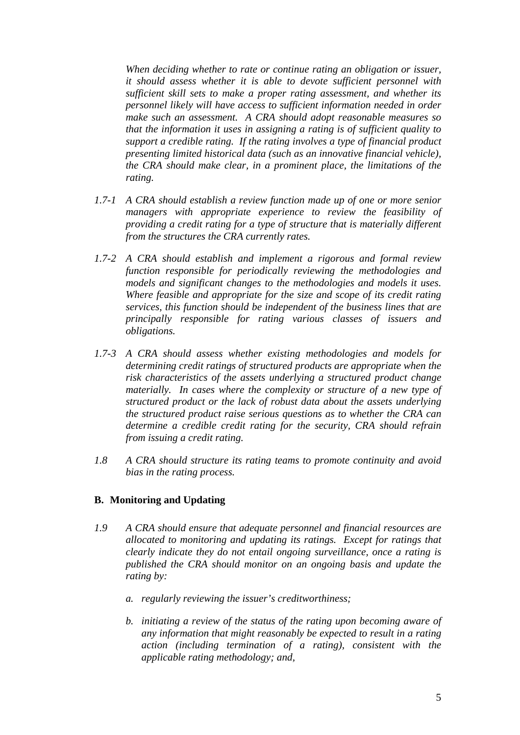*When deciding whether to rate or continue rating an obligation or issuer, it should assess whether it is able to devote sufficient personnel with sufficient skill sets to make a proper rating assessment, and whether its personnel likely will have access to sufficient information needed in order make such an assessment. A CRA should adopt reasonable measures so that the information it uses in assigning a rating is of sufficient quality to support a credible rating. If the rating involves a type of financial product presenting limited historical data (such as an innovative financial vehicle), the CRA should make clear, in a prominent place, the limitations of the rating.*

*1.7-1 A CRA should establish a review function made up of one or more senior managers with appropriate experience to review the feasibility of providing a credit rating for a type of structure that is materially different from the structures the CRA currently rates.*

*1.7-2 A CRA should establish and implement a rigorous and formal review function responsible for periodically reviewing the methodologies and models and significant changes to the methodologies and models it uses. Where feasible and appropriate for the size and scope of its credit rating services, this function should be independent of the business lines that are principally responsible for rating various classes of issuers and obligations.*

*1.7-3 A CRA should assess whether existing methodologies and models for determining credit ratings of structured products are appropriate when the risk characteristics of the assets underlying a structured product change materially. In cases where the complexity or structure of a new type of structured product or the lack of robust data about the assets underlying the structured product raise serious questions as to whether the CRA can determine a credible credit rating for the security, CRA should refrain from issuing a credit rating.*

*1.8 A CRA should structure its rating teams to promote continuity and avoid bias in the rating process.*

**B. Monitoring and Updating**

*1.9 A CRA should ensure that adequate personnel and financial resources are allocated to monitoring and updating its ratings. Except for ratings that clearly indicate they do not entail ongoing surveillance, once a rating is published the CRA should monitor on an ongoing basis and update the rating by:*

*a. regularly reviewing the issuer's creditworthiness;*

*b. initiating a review of the status of the rating upon becoming aware of any information that might reasonably be expected to result in a rating action (including termination of a rating), consistent with the applicable rating methodology; and,*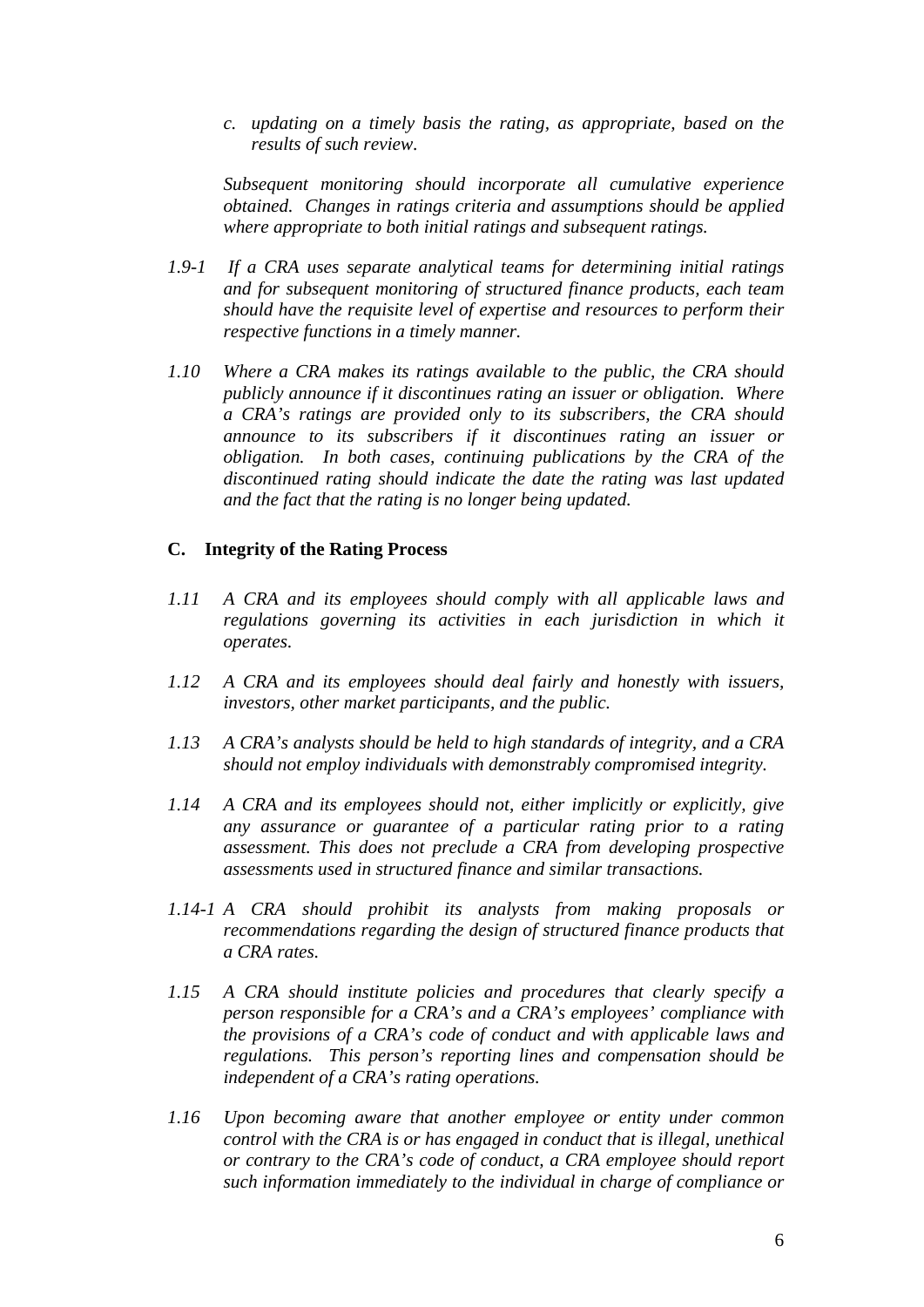*c. updating on a timely basis the rating, as appropriate, based on the results of such review.*

*Subsequent monitoring should incorporate all cumulative experience obtained. Changes in ratings criteria and assumptions should be applied where appropriate to both initial ratings and subsequent ratings.*

*1.9-1 If a CRA uses separate analytical teams for determining initial ratings and for subsequent monitoring of structured finance products, each team should have the requisite level of expertise and resources to perform their respective functions in a timely manner.*

*1.10 Where a CRA makes its ratings available to the public, the CRA should publicly announce if it discontinues rating an issuer or obligation. Where a CRA's ratings are provided only to its subscribers, the CRA should announce to its subscribers if it discontinues rating an issuer or obligation. In both cases, continuing publications by the CRA of the discontinued rating should indicate the date the rating was last updated and the fact that the rating is no longer being updated.*

### C. Integrity of the Rating Process

*1.11 A CRA and its employees should comply with all applicable laws and regulations governing its activities in each jurisdiction in which it operates.*

*1.12 A CRA and its employees should deal fairly and honestly with issuers, investors, other market participants, and the public.*

*1.13 A CRA's analysts should be held to high standards of integrity, and a CRA should not employ individuals with demonstrably compromised integrity.*

*1.14 A CRA and its employees should not, either implicitly or explicitly, give any assurance or guarantee of a particular rating prior to a rating assessment. This does not preclude a CRA from developing prospective assessments used in structured finance and similar transactions.*

*1.14-1 A CRA should prohibit its analysts from making proposals or recommendations regarding the design of structured finance products that a CRA rates.*

*1.15 A CRA should institute policies and procedures that clearly specify a person responsible for a CRA's and a CRA's employees' compliance with the provisions of a CRA's code of conduct and with applicable laws and regulations. This person's reporting lines and compensation should be independent of a CRA's rating operations.*

*1.16 Upon becoming aware that another employee or entity under common control with the CRA is or has engaged in conduct that is illegal, unethical or contrary to the CRA's code of conduct, a CRA employee should report such information immediately to the individual in charge of compliance or*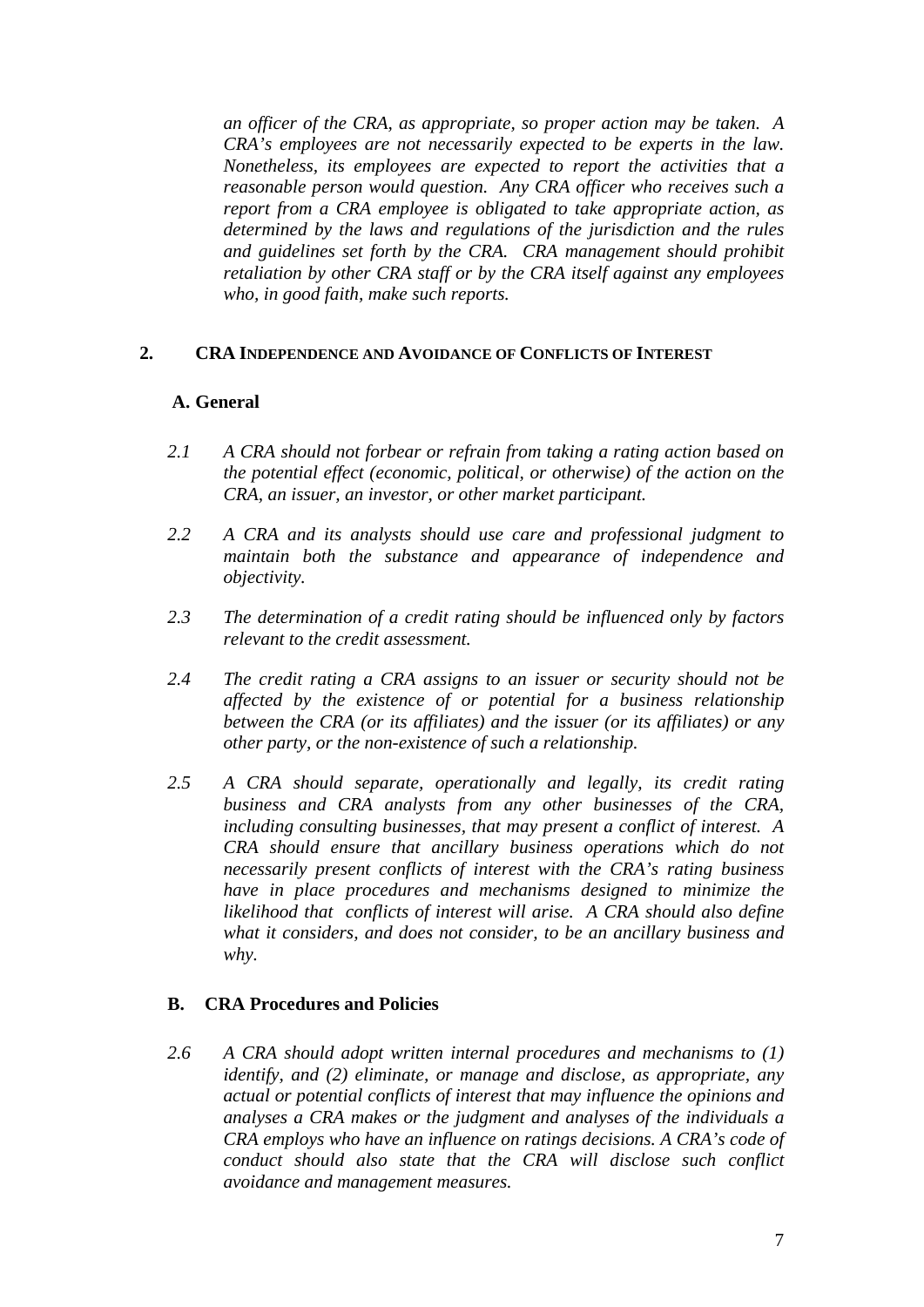*an officer of the CRA, as appropriate, so proper action may be taken. A CRA's employees are not necessarily expected to be experts in the law. Nonetheless, its employees are expected to report the activities that a reasonable person would question. Any CRA officer who receives such a report from a CRA employee is obligated to take appropriate action, as determined by the laws and regulations of the jurisdiction and the rules and guidelines set forth by the CRA. CRA management should prohibit retaliation by other CRA staff or by the CRA itself against any employees who, in good faith, make such reports.*

## 2. CRA INDEPENDENCE AND AVOIDANCE OF CONFLICTS OF INTEREST

### A. General

2.1 *A CRA should not forbear or refrain from taking a rating action based on the potential effect (economic, political, or otherwise) of the action on the CRA, an issuer, an investor, or other market participant.*

2.2 *A CRA and its analysts should use care and professional judgment to maintain both the substance and appearance of independence and objectivity.*

2.3 *The determination of a credit rating should be influenced only by factors relevant to the credit assessment.*

2.4 *The credit rating a CRA assigns to an issuer or security should not be affected by the existence of or potential for a business relationship between the CRA (or its affiliates) and the issuer (or its affiliates) or any other party, or the non-existence of such a relationship.*

2.5 *A CRA should separate, operationally and legally, its credit rating business and CRA analysts from any other businesses of the CRA, including consulting businesses, that may present a conflict of interest. A CRA should ensure that ancillary business operations which do not necessarily present conflicts of interest with the CRA's rating business have in place procedures and mechanisms designed to minimize the likelihood that conflicts of interest will arise. A CRA should also define what it considers, and does not consider, to be an ancillary business and why.*

### B. CRA Procedures and Policies

2.6 *A CRA should adopt written internal procedures and mechanisms to (1) identify, and (2) eliminate, or manage and disclose, as appropriate, any actual or potential conflicts of interest that may influence the opinions and analyses a CRA makes or the judgment and analyses of the individuals a CRA employs who have an influence on ratings decisions. A CRA's code of conduct should also state that the CRA will disclose such conflict avoidance and management measures.*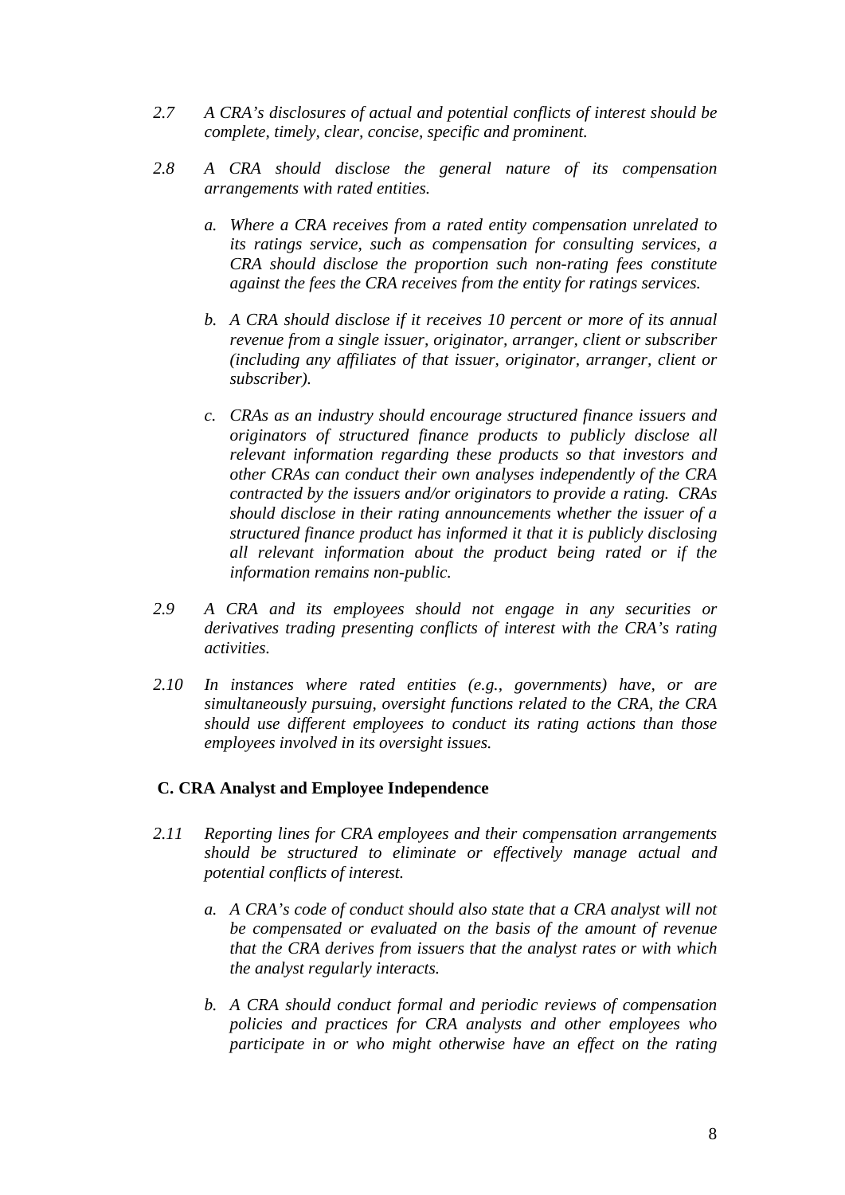*2.7 A CRA's disclosures of actual and potential conflicts of interest should be complete, timely, clear, concise, specific and prominent.*

*2.8 A CRA should disclose the general nature of its compensation arrangements with rated entities.*

*a. Where a CRA receives from a rated entity compensation unrelated to its ratings service, such as compensation for consulting services, a CRA should disclose the proportion such non-rating fees constitute against the fees the CRA receives from the entity for ratings services.*

*b. A CRA should disclose if it receives 10 percent or more of its annual revenue from a single issuer, originator, arranger, client or subscriber (including any affiliates of that issuer, originator, arranger, client or subscriber).*

*c. CRAs as an industry should encourage structured finance issuers and originators of structured finance products to publicly disclose all relevant information regarding these products so that investors and other CRAs can conduct their own analyses independently of the CRA contracted by the issuers and/or originators to provide a rating. CRAs should disclose in their rating announcements whether the issuer of a structured finance product has informed it that it is publicly disclosing all relevant information about the product being rated or if the information remains non-public.*

*2.9 A CRA and its employees should not engage in any securities or derivatives trading presenting conflicts of interest with the CRA's rating activities.*

*2.10 In instances where rated entities (e.g., governments) have, or are simultaneously pursuing, oversight functions related to the CRA, the CRA should use different employees to conduct its rating actions than those employees involved in its oversight issues.*

### C. CRA Analyst and Employee Independence

*2.11 Reporting lines for CRA employees and their compensation arrangements should be structured to eliminate or effectively manage actual and potential conflicts of interest.*

*a. A CRA's code of conduct should also state that a CRA analyst will not be compensated or evaluated on the basis of the amount of revenue that the CRA derives from issuers that the analyst rates or with which the analyst regularly interacts.*

*b. A CRA should conduct formal and periodic reviews of compensation policies and practices for CRA analysts and other employees who participate in or who might otherwise have an effect on the rating*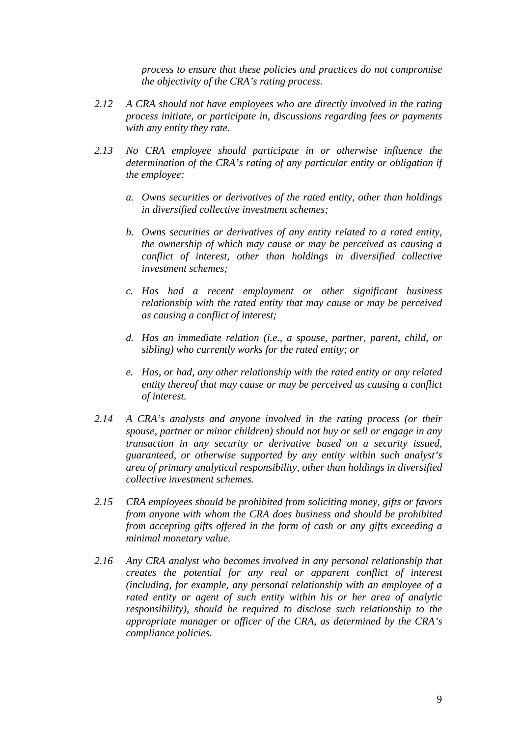*process to ensure that these policies and practices do not compromise the objectivity of the CRA's rating process.*

*2.12 A CRA should not have employees who are directly involved in the rating process initiate, or participate in, discussions regarding fees or payments with any entity they rate.*

*2.13 No CRA employee should participate in or otherwise influence the determination of the CRA's rating of any particular entity or obligation if the employee:*

*a. Owns securities or derivatives of the rated entity, other than holdings in diversified collective investment schemes;*

*b. Owns securities or derivatives of any entity related to a rated entity, the ownership of which may cause or may be perceived as causing a conflict of interest, other than holdings in diversified collective investment schemes;*

*c. Has had a recent employment or other significant business relationship with the rated entity that may cause or may be perceived as causing a conflict of interest;*

*d. Has an immediate relation (i.e., a spouse, partner, parent, child, or sibling) who currently works for the rated entity; or*

*e. Has, or had, any other relationship with the rated entity or any related entity thereof that may cause or may be perceived as causing a conflict of interest.*

*2.14 A CRA's analysts and anyone involved in the rating process (or their spouse, partner or minor children) should not buy or sell or engage in any transaction in any security or derivative based on a security issued, guaranteed, or otherwise supported by any entity within such analyst's area of primary analytical responsibility, other than holdings in diversified collective investment schemes.*

*2.15 CRA employees should be prohibited from soliciting money, gifts or favors from anyone with whom the CRA does business and should be prohibited from accepting gifts offered in the form of cash or any gifts exceeding a minimal monetary value.*

*2.16 Any CRA analyst who becomes involved in any personal relationship that creates the potential for any real or apparent conflict of interest (including, for example, any personal relationship with an employee of a rated entity or agent of such entity within his or her area of analytic responsibility), should be required to disclose such relationship to the appropriate manager or officer of the CRA, as determined by the CRA's compliance policies.*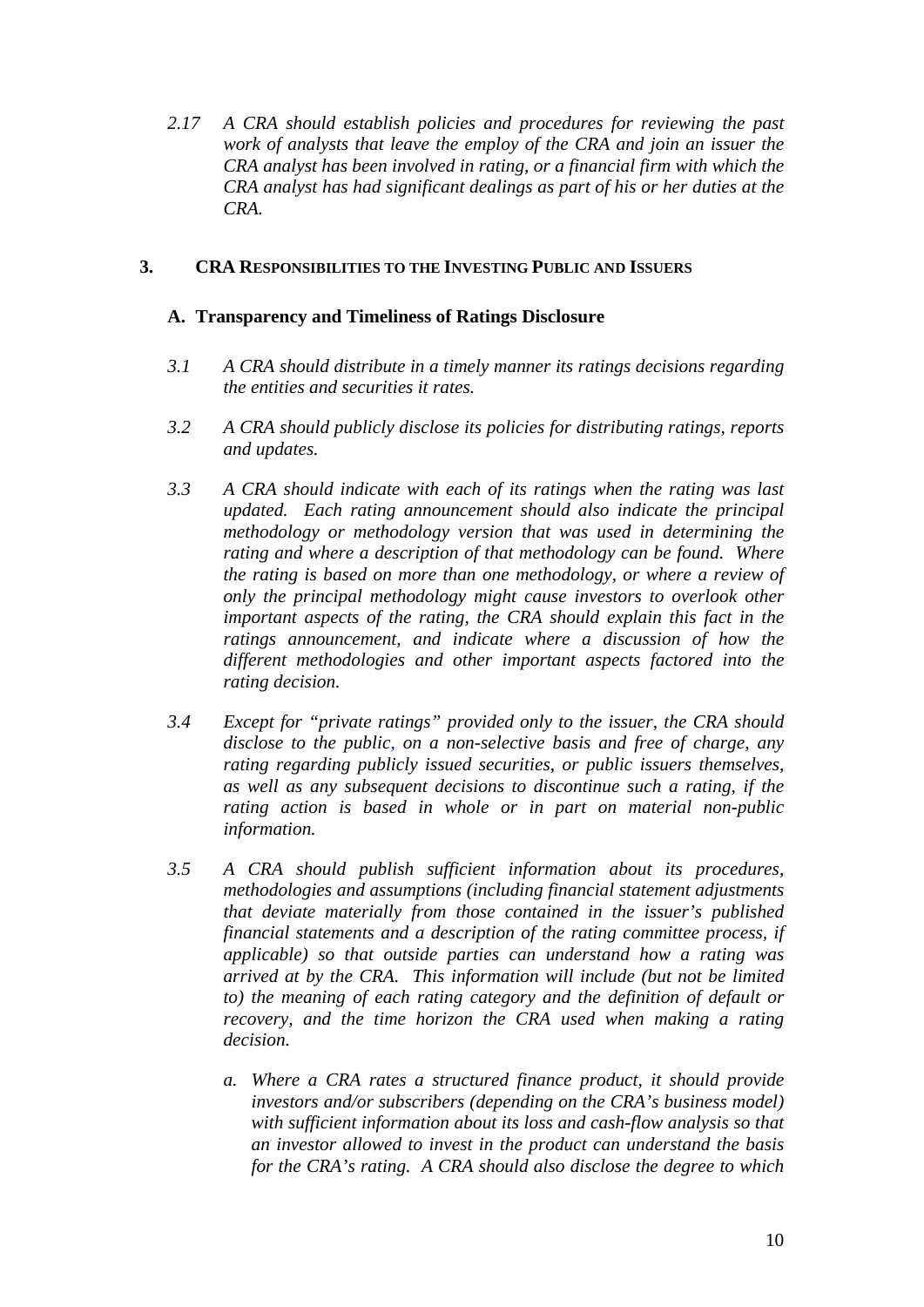*2.17 A CRA should establish policies and procedures for reviewing the past work of analysts that leave the employ of the CRA and join an issuer the CRA analyst has been involved in rating, or a financial firm with which the CRA analyst has had significant dealings as part of his or her duties at the CRA.*

## 3. CRA Responsibilities to the Investing Public and Issuers

### A. Transparency and Timeliness of Ratings Disclosure

*3.1 A CRA should distribute in a timely manner its ratings decisions regarding the entities and securities it rates.*

*3.2 A CRA should publicly disclose its policies for distributing ratings, reports and updates.*

*3.3 A CRA should indicate with each of its ratings when the rating was last updated. Each rating announcement should also indicate the principal methodology or methodology version that was used in determining the rating and where a description of that methodology can be found. Where the rating is based on more than one methodology, or where a review of only the principal methodology might cause investors to overlook other important aspects of the rating, the CRA should explain this fact in the ratings announcement, and indicate where a discussion of how the different methodologies and other important aspects factored into the rating decision.*

*3.4 Except for "private ratings" provided only to the issuer, the CRA should disclose to the public, on a non-selective basis and free of charge, any rating regarding publicly issued securities, or public issuers themselves, as well as any subsequent decisions to discontinue such a rating, if the rating action is based in whole or in part on material non-public information.*

*3.5 A CRA should publish sufficient information about its procedures, methodologies and assumptions (including financial statement adjustments that deviate materially from those contained in the issuer's published financial statements and a description of the rating committee process, if applicable) so that outside parties can understand how a rating was arrived at by the CRA. This information will include (but not be limited to) the meaning of each rating category and the definition of default or recovery, and the time horizon the CRA used when making a rating decision.*

*a. Where a CRA rates a structured finance product, it should provide investors and/or subscribers (depending on the CRA's business model) with sufficient information about its loss and cash-flow analysis so that an investor allowed to invest in the product can understand the basis for the CRA's rating. A CRA should also disclose the degree to which*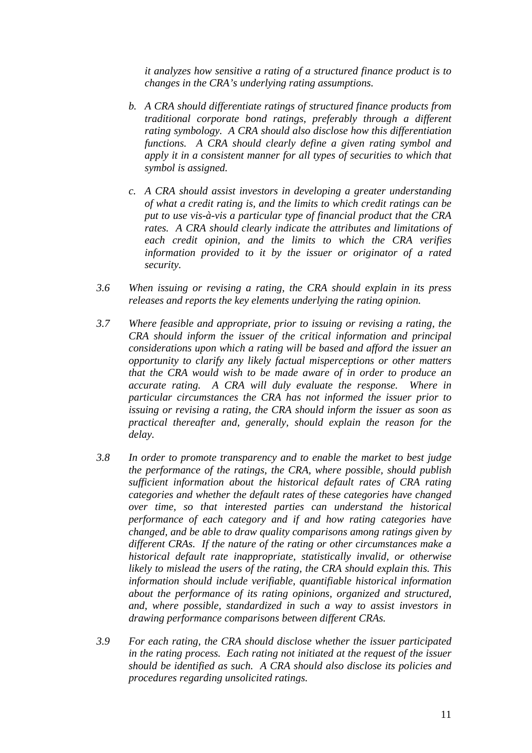*it analyzes how sensitive a rating of a structured finance product is to changes in the CRA's underlying rating assumptions.*

*b. A CRA should differentiate ratings of structured finance products from traditional corporate bond ratings, preferably through a different rating symbology. A CRA should also disclose how this differentiation functions. A CRA should clearly define a given rating symbol and apply it in a consistent manner for all types of securities to which that symbol is assigned.*

*c. A CRA should assist investors in developing a greater understanding of what a credit rating is, and the limits to which credit ratings can be put to use vis-à-vis a particular type of financial product that the CRA rates. A CRA should clearly indicate the attributes and limitations of each credit opinion, and the limits to which the CRA verifies information provided to it by the issuer or originator of a rated security.*

*3.6 When issuing or revising a rating, the CRA should explain in its press releases and reports the key elements underlying the rating opinion.*

*3.7 Where feasible and appropriate, prior to issuing or revising a rating, the CRA should inform the issuer of the critical information and principal considerations upon which a rating will be based and afford the issuer an opportunity to clarify any likely factual misperceptions or other matters that the CRA would wish to be made aware of in order to produce an accurate rating. A CRA will duly evaluate the response. Where in particular circumstances the CRA has not informed the issuer prior to issuing or revising a rating, the CRA should inform the issuer as soon as practical thereafter and, generally, should explain the reason for the delay.*

*3.8 In order to promote transparency and to enable the market to best judge the performance of the ratings, the CRA, where possible, should publish sufficient information about the historical default rates of CRA rating categories and whether the default rates of these categories have changed over time, so that interested parties can understand the historical performance of each category and if and how rating categories have changed, and be able to draw quality comparisons among ratings given by different CRAs. If the nature of the rating or other circumstances make a historical default rate inappropriate, statistically invalid, or otherwise likely to mislead the users of the rating, the CRA should explain this. This information should include verifiable, quantifiable historical information about the performance of its rating opinions, organized and structured, and, where possible, standardized in such a way to assist investors in drawing performance comparisons between different CRAs.*

*3.9 For each rating, the CRA should disclose whether the issuer participated in the rating process. Each rating not initiated at the request of the issuer should be identified as such. A CRA should also disclose its policies and procedures regarding unsolicited ratings.*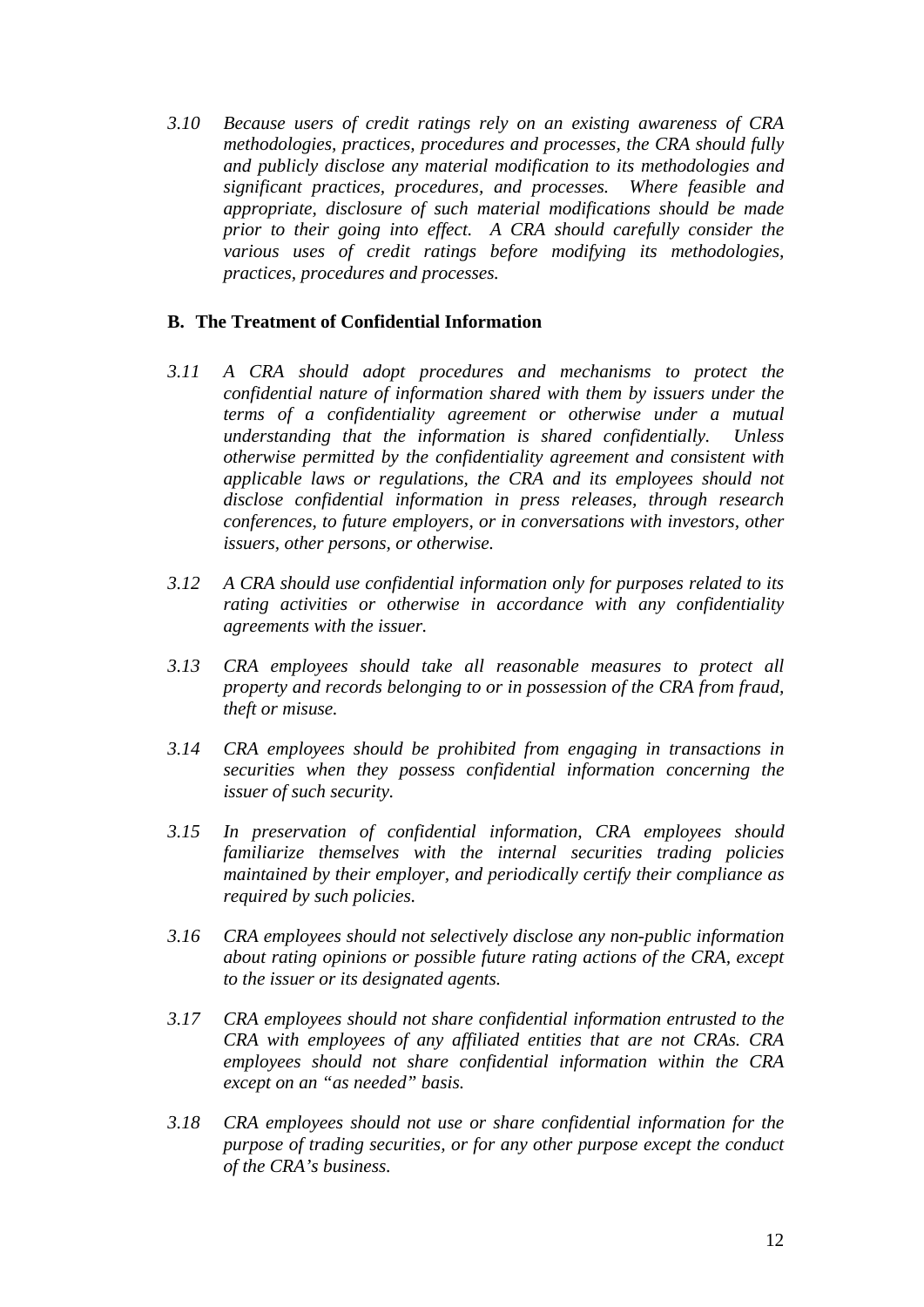*3.10 Because users of credit ratings rely on an existing awareness of CRA methodologies, practices, procedures and processes, the CRA should fully and publicly disclose any material modification to its methodologies and significant practices, procedures, and processes. Where feasible and appropriate, disclosure of such material modifications should be made prior to their going into effect. A CRA should carefully consider the various uses of credit ratings before modifying its methodologies, practices, procedures and processes.*

**B. The Treatment of Confidential Information**

*3.11 A CRA should adopt procedures and mechanisms to protect the confidential nature of information shared with them by issuers under the terms of a confidentiality agreement or otherwise under a mutual understanding that the information is shared confidentially. Unless otherwise permitted by the confidentiality agreement and consistent with applicable laws or regulations, the CRA and its employees should not disclose confidential information in press releases, through research conferences, to future employers, or in conversations with investors, other issuers, other persons, or otherwise.*

*3.12 A CRA should use confidential information only for purposes related to its rating activities or otherwise in accordance with any confidentiality agreements with the issuer.*

*3.13 CRA employees should take all reasonable measures to protect all property and records belonging to or in possession of the CRA from fraud, theft or misuse.*

*3.14 CRA employees should be prohibited from engaging in transactions in securities when they possess confidential information concerning the issuer of such security.*

*3.15 In preservation of confidential information, CRA employees should familiarize themselves with the internal securities trading policies maintained by their employer, and periodically certify their compliance as required by such policies.*

*3.16 CRA employees should not selectively disclose any non-public information about rating opinions or possible future rating actions of the CRA, except to the issuer or its designated agents.*

*3.17 CRA employees should not share confidential information entrusted to the CRA with employees of any affiliated entities that are not CRAs. CRA employees should not share confidential information within the CRA except on an "as needed" basis.*

*3.18 CRA employees should not use or share confidential information for the purpose of trading securities, or for any other purpose except the conduct of the CRA's business.*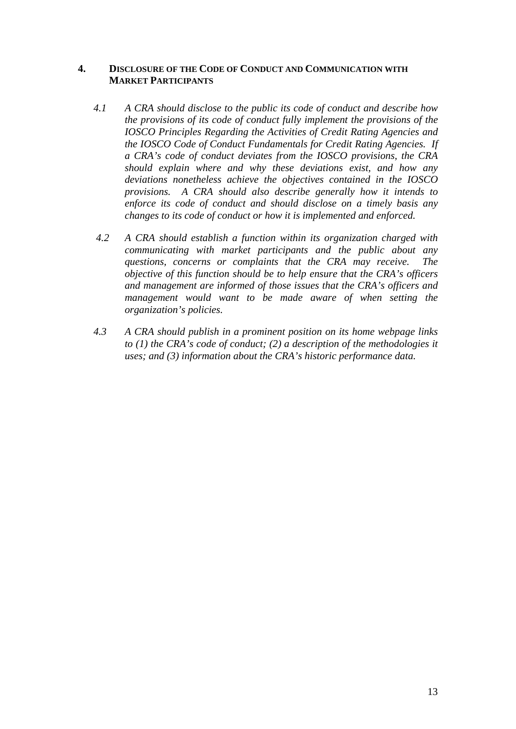## 4. Disclosure of the Code of Conduct and Communication with Market Participants

4.1 *A CRA should disclose to the public its code of conduct and describe how the provisions of its code of conduct fully implement the provisions of the IOSCO Principles Regarding the Activities of Credit Rating Agencies and the IOSCO Code of Conduct Fundamentals for Credit Rating Agencies. If a CRA's code of conduct deviates from the IOSCO provisions, the CRA should explain where and why these deviations exist, and how any deviations nonetheless achieve the objectives contained in the IOSCO provisions. A CRA should also describe generally how it intends to enforce its code of conduct and should disclose on a timely basis any changes to its code of conduct or how it is implemented and enforced.*

4.2 *A CRA should establish a function within its organization charged with communicating with market participants and the public about any questions, concerns or complaints that the CRA may receive. The objective of this function should be to help ensure that the CRA's officers and management are informed of those issues that the CRA's officers and management would want to be made aware of when setting the organization's policies.*

4.3 *A CRA should publish in a prominent position on its home webpage links to (1) the CRA's code of conduct; (2) a description of the methodologies it uses; and (3) information about the CRA's historic performance data.*